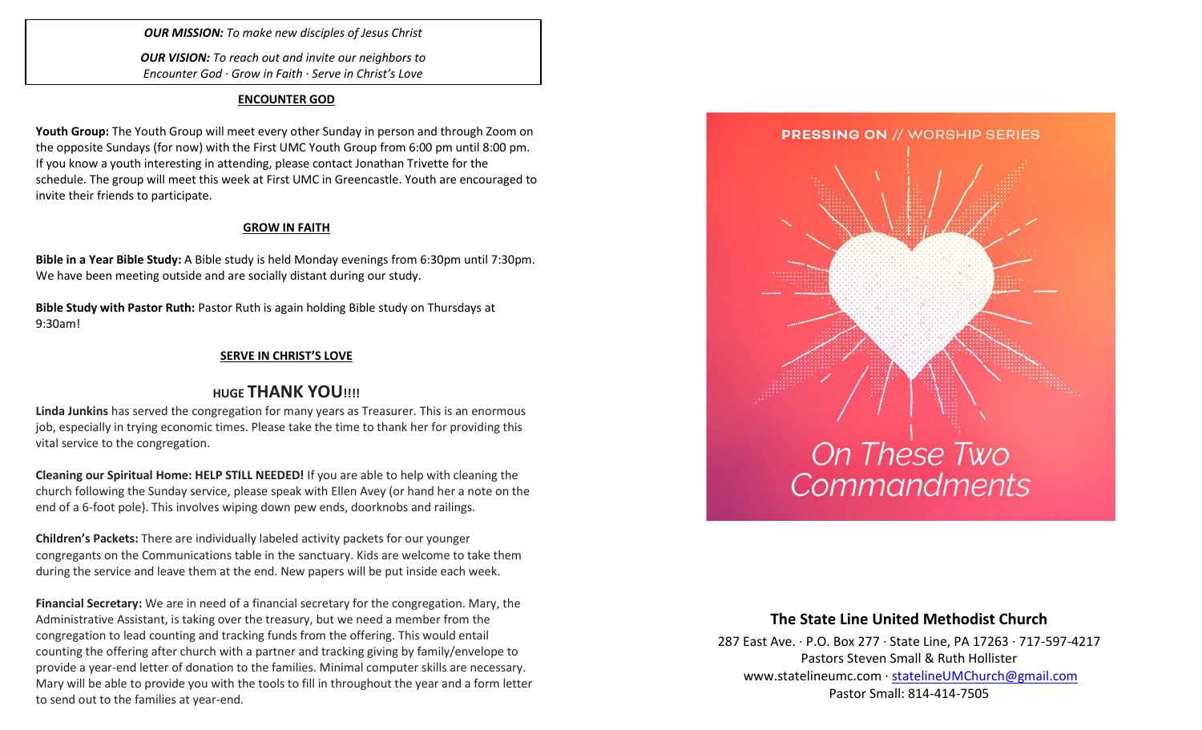***OUR MISSION:*** *To make new disciples of Jesus Christ*

***OUR VISION:*** *To reach out and invite our neighbors to Encounter God · Grow in Faith · Serve in Christ's Love*

## ENCOUNTER GOD

**Youth Group:** The Youth Group will meet every other Sunday in person and through Zoom on the opposite Sundays (for now) with the First UMC Youth Group from 6:00 pm until 8:00 pm. If you know a youth interesting in attending, please contact Jonathan Trivette for the schedule. The group will meet this week at First UMC in Greencastle. Youth are encouraged to invite their friends to participate.

## GROW IN FAITH

**Bible in a Year Bible Study:** A Bible study is held Monday evenings from 6:30pm until 7:30pm. We have been meeting outside and are socially distant during our study.

**Bible Study with Pastor Ruth:** Pastor Ruth is again holding Bible study on Thursdays at 9:30am!

## SERVE IN CHRIST'S LOVE

### HUGE THANK YOU!!!!

**Linda Junkins** has served the congregation for many years as Treasurer. This is an enormous job, especially in trying economic times. Please take the time to thank her for providing this vital service to the congregation.

**Cleaning our Spiritual Home: HELP STILL NEEDED!** If you are able to help with cleaning the church following the Sunday service, please speak with Ellen Avey (or hand her a note on the end of a 6-foot pole). This involves wiping down pew ends, doorknobs and railings.

**Children's Packets:** There are individually labeled activity packets for our younger congregants on the Communications table in the sanctuary. Kids are welcome to take them during the service and leave them at the end. New papers will be put inside each week.

**Financial Secretary:** We are in need of a financial secretary for the congregation. Mary, the Administrative Assistant, is taking over the treasury, but we need a member from the congregation to lead counting and tracking funds from the offering. This would entail counting the offering after church with a partner and tracking giving by family/envelope to provide a year-end letter of donation to the families. Minimal computer skills are necessary. Mary will be able to provide you with the tools to fill in throughout the year and a form letter to send out to the families at year-end.

PRESSING ON // WORSHIP SERIES

*On These Two Commandments*

## The State Line United Methodist Church

287 East Ave. · P.O. Box 277 · State Line, PA 17263 · 717-597-4217
Pastors Steven Small & Ruth Hollister
www.statelineumc.com · statelineUMChurch@gmail.com
Pastor Small: 814-414-7505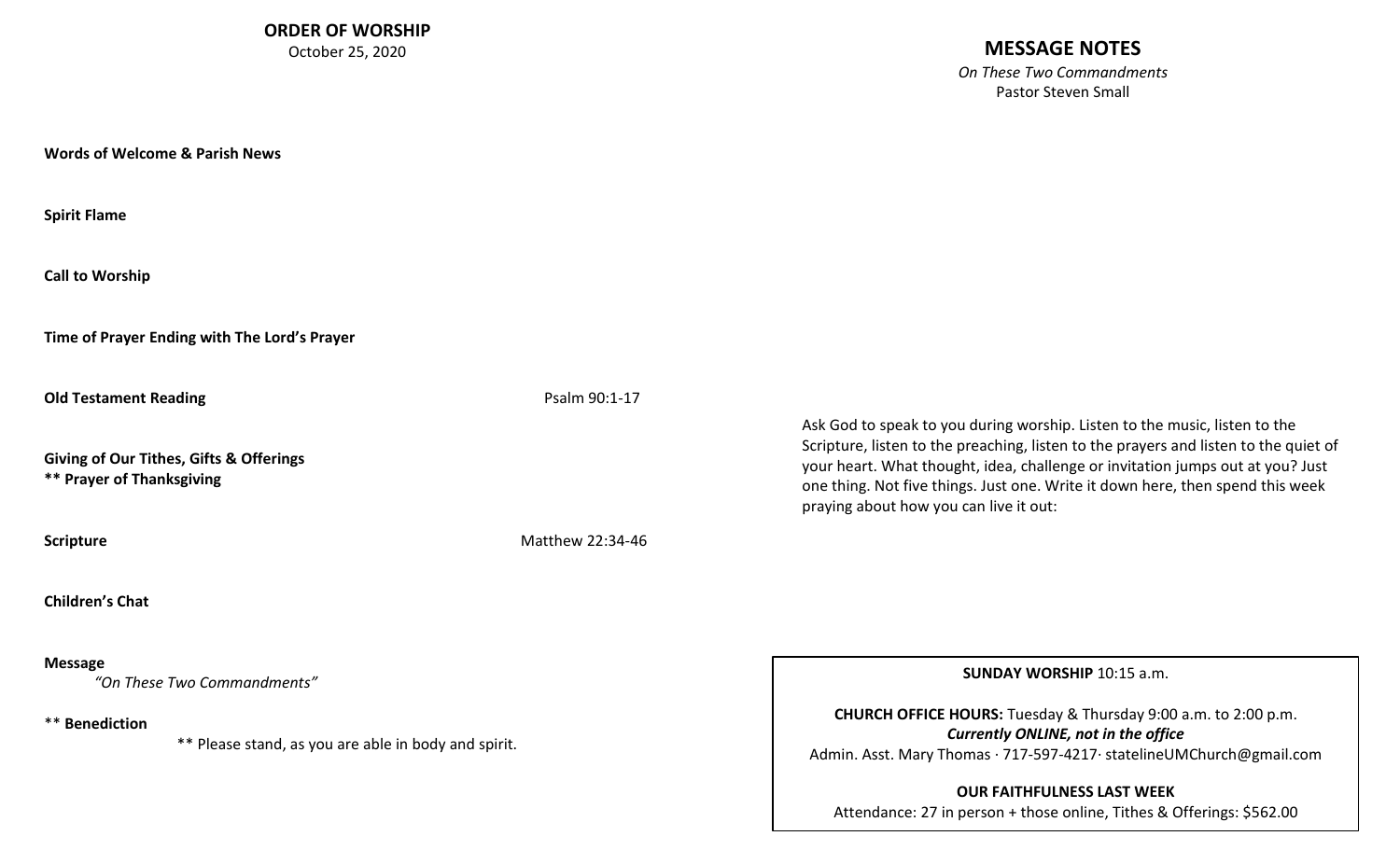## ORDER OF WORSHIP

October 25, 2020

**Words of Welcome & Parish News**

**Spirit Flame**

**Call to Worship**

**Time of Prayer Ending with The Lord's Prayer**

**Old Testament Reading** Psalm 90:1-17

**Giving of Our Tithes, Gifts & Offerings**
**\*\* Prayer of Thanksgiving**

**Scripture** Matthew 22:34-46

**Children's Chat**

**Message**
*"On These Two Commandments"*

\*\* **Benediction**

\*\* Please stand, as you are able in body and spirit.

## MESSAGE NOTES

*On These Two Commandments*
Pastor Steven Small

Ask God to speak to you during worship. Listen to the music, listen to the Scripture, listen to the preaching, listen to the prayers and listen to the quiet of your heart. What thought, idea, challenge or invitation jumps out at you? Just one thing. Not five things. Just one. Write it down here, then spend this week praying about how you can live it out:

**SUNDAY WORSHIP** 10:15 a.m.

**CHURCH OFFICE HOURS:** Tuesday & Thursday 9:00 a.m. to 2:00 p.m.
***Currently ONLINE, not in the office***
Admin. Asst. Mary Thomas · 717-597-4217· statelineUMChurch@gmail.com

**OUR FAITHFULNESS LAST WEEK**
Attendance: 27 in person + those online, Tithes & Offerings: $562.00